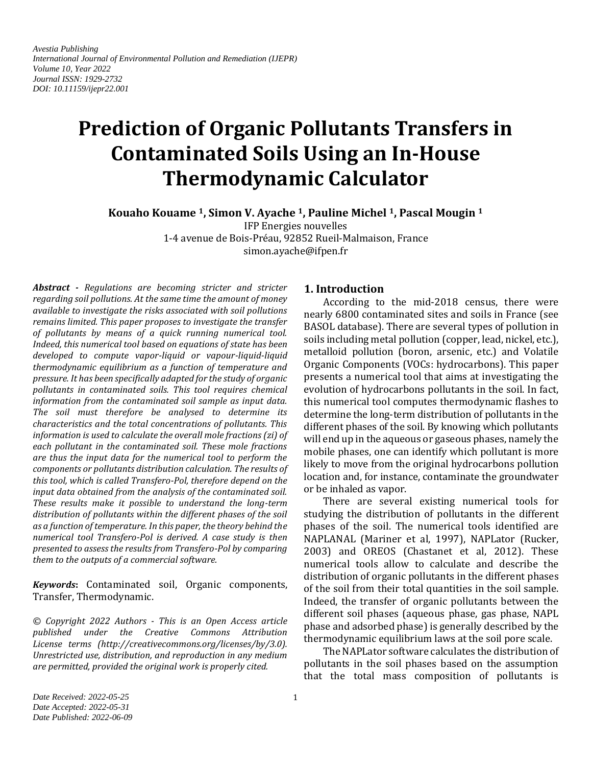*Avestia Publishing*
*International Journal of Environmental Pollution and Remediation (IJEPR)*
*Volume 10, Year 2022*
*Journal ISSN: 1929-2732*
*DOI: 10.11159/ijepr22.001*

# Prediction of Organic Pollutants Transfers in Contaminated Soils Using an In-House Thermodynamic Calculator

**Kouaho Kouame [1], Simon V. Ayache [1], Pauline Michel [1], Pascal Mougin [1]**

IFP Energies nouvelles
1-4 avenue de Bois-Préau, 92852 Rueil-Malmaison, France
simon.ayache@ifpen.fr

***Abstract -*** *Regulations are becoming stricter and stricter regarding soil pollutions. At the same time the amount of money available to investigate the risks associated with soil pollutions remains limited. This paper proposes to investigate the transfer of pollutants by means of a quick running numerical tool. Indeed, this numerical tool based on equations of state has been developed to compute vapor-liquid or vapour-liquid-liquid thermodynamic equilibrium as a function of temperature and pressure. It has been specifically adapted for the study of organic pollutants in contaminated soils. This tool requires chemical information from the contaminated soil sample as input data. The soil must therefore be analysed to determine its characteristics and the total concentrations of pollutants. This information is used to calculate the overall mole fractions (zi) of each pollutant in the contaminated soil. These mole fractions are thus the input data for the numerical tool to perform the components or pollutants distribution calculation. The results of this tool, which is called Transfero-Pol, therefore depend on the input data obtained from the analysis of the contaminated soil. These results make it possible to understand the long-term distribution of pollutants within the different phases of the soil as a function of temperature. In this paper, the theory behind the numerical tool Transfero-Pol is derived. A case study is then presented to assess the results from Transfero-Pol by comparing them to the outputs of a commercial software.*

***Keywords*:** Contaminated soil, Organic components, Transfer, Thermodynamic.

*© Copyright 2022 Authors - This is an Open Access article published under the Creative Commons Attribution License terms (http://creativecommons.org/licenses/by/3.0). Unrestricted use, distribution, and reproduction in any medium are permitted, provided the original work is properly cited.*

*Date Received: 2022-05-25*
*Date Accepted: 2022-05-31*
*Date Published: 2022-06-09*

## 1. Introduction

According to the mid-2018 census, there were nearly 6800 contaminated sites and soils in France (see BASOL database). There are several types of pollution in soils including metal pollution (copper, lead, nickel, etc.), metalloid pollution (boron, arsenic, etc.) and Volatile Organic Components (VOCs: hydrocarbons). This paper presents a numerical tool that aims at investigating the evolution of hydrocarbons pollutants in the soil. In fact, this numerical tool computes thermodynamic flashes to determine the long-term distribution of pollutants in the different phases of the soil. By knowing which pollutants will end up in the aqueous or gaseous phases, namely the mobile phases, one can identify which pollutant is more likely to move from the original hydrocarbons pollution location and, for instance, contaminate the groundwater or be inhaled as vapor.

There are several existing numerical tools for studying the distribution of pollutants in the different phases of the soil. The numerical tools identified are NAPLANAL (Mariner et al, 1997), NAPLator (Rucker, 2003) and OREOS (Chastanet et al, 2012). These numerical tools allow to calculate and describe the distribution of organic pollutants in the different phases of the soil from their total quantities in the soil sample. Indeed, the transfer of organic pollutants between the different soil phases (aqueous phase, gas phase, NAPL phase and adsorbed phase) is generally described by the thermodynamic equilibrium laws at the soil pore scale.

The NAPLator software calculates the distribution of pollutants in the soil phases based on the assumption that the total mass composition of pollutants is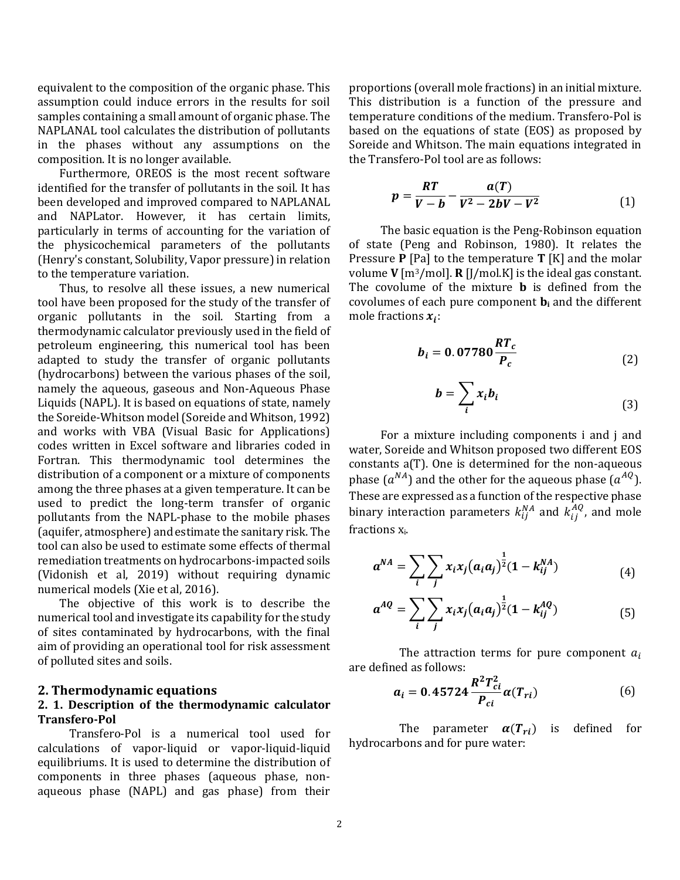equivalent to the composition of the organic phase. This assumption could induce errors in the results for soil samples containing a small amount of organic phase. The NAPLANAL tool calculates the distribution of pollutants in the phases without any assumptions on the composition. It is no longer available.

Furthermore, OREOS is the most recent software identified for the transfer of pollutants in the soil. It has been developed and improved compared to NAPLANAL and NAPLator. However, it has certain limits, particularly in terms of accounting for the variation of the physicochemical parameters of the pollutants (Henry's constant, Solubility, Vapor pressure) in relation to the temperature variation.

Thus, to resolve all these issues, a new numerical tool have been proposed for the study of the transfer of organic pollutants in the soil. Starting from a thermodynamic calculator previously used in the field of petroleum engineering, this numerical tool has been adapted to study the transfer of organic pollutants (hydrocarbons) between the various phases of the soil, namely the aqueous, gaseous and Non-Aqueous Phase Liquids (NAPL). It is based on equations of state, namely the Soreide-Whitson model (Soreide and Whitson, 1992) and works with VBA (Visual Basic for Applications) codes written in Excel software and libraries coded in Fortran. This thermodynamic tool determines the distribution of a component or a mixture of components among the three phases at a given temperature. It can be used to predict the long-term transfer of organic pollutants from the NAPL-phase to the mobile phases (aquifer, atmosphere) and estimate the sanitary risk. The tool can also be used to estimate some effects of thermal remediation treatments on hydrocarbons-impacted soils (Vidonish et al, 2019) without requiring dynamic numerical models (Xie et al, 2016).

The objective of this work is to describe the numerical tool and investigate its capability for the study of sites contaminated by hydrocarbons, with the final aim of providing an operational tool for risk assessment of polluted sites and soils.

## 2. Thermodynamic equations

### 2. 1. Description of the thermodynamic calculator Transfero-Pol

Transfero-Pol is a numerical tool used for calculations of vapor-liquid or vapor-liquid-liquid equilibriums. It is used to determine the distribution of components in three phases (aqueous phase, non-aqueous phase (NAPL) and gas phase) from their proportions (overall mole fractions) in an initial mixture. This distribution is a function of the pressure and temperature conditions of the medium. Transfero-Pol is based on the equations of state (EOS) as proposed by Soreide and Whitson. The main equations integrated in the Transfero-Pol tool are as follows:

$$\boldsymbol{p = \frac{RT}{V-b} - \frac{a(T)}{V^2 - 2bV - V^2}} \tag{1}$$

The basic equation is the Peng-Robinson equation of state (Peng and Robinson, 1980). It relates the Pressure **P** [Pa] to the temperature **T** [K] and the molar volume **V** [m³/mol]. **R** [J/mol.K] is the ideal gas constant. The covolume of the mixture **b** is defined from the covolumes of each pure component $\mathbf{b_i}$ and the different mole fractions $x_i$:

$$\boldsymbol{b_i = 0.07780\frac{RT_c}{P_c}} \tag{2}$$

$$\boldsymbol{b = \sum_i x_i b_i} \tag{3}$$

For a mixture including components i and j and water, Soreide and Whitson proposed two different EOS constants a(T). One is determined for the non-aqueous phase ($a^{NA}$) and the other for the aqueous phase ($a^{AQ}$). These are expressed as a function of the respective phase binary interaction parameters $k_{ij}^{NA}$ and $k_{ij}^{AQ}$, and mole fractions $x_i$.

$$\boldsymbol{a^{NA} = \sum_i\sum_j x_i x_j (a_i a_j)^{\frac{1}{2}}(1 - k_{ij}^{NA})} \tag{4}$$

$$\boldsymbol{a^{AQ} = \sum_i\sum_j x_i x_j (a_i a_j)^{\frac{1}{2}}(1 - k_{ij}^{AQ})} \tag{5}$$

The attraction terms for pure component $a_i$ are defined as follows:

$$\boldsymbol{a_i = 0.45724\frac{R^2T_{ci}^2}{P_{ci}}\alpha(T_{ri})} \tag{6}$$

The parameter $\boldsymbol{\alpha(T_{ri})}$ is defined for hydrocarbons and for pure water: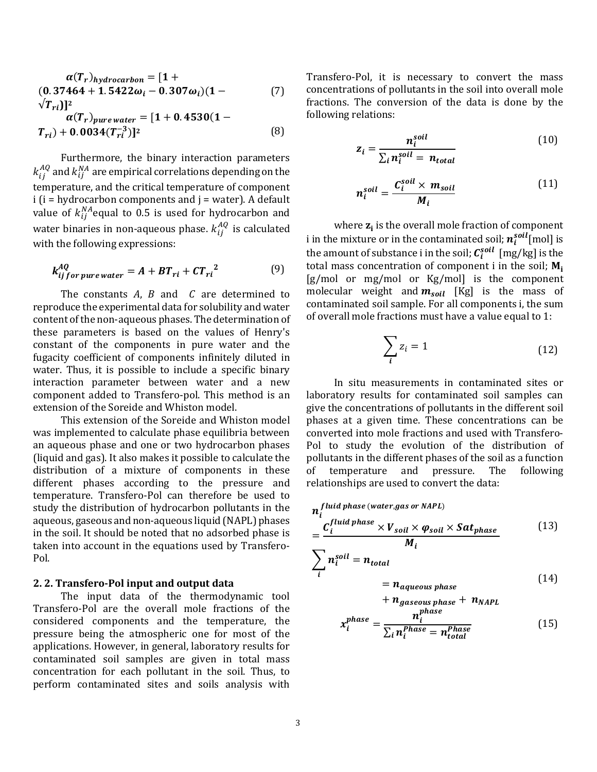$$\alpha(T_r)_{hydrocarbon} = [1 + (0.37464 + 1.5422\omega_i - 0.307\omega_i)(1 - \sqrt{T_{ri}})]^2 \quad (7)$$

$$\alpha(T_r)_{pure\,water} = [1 + 0.4530(1 - T_{ri}) + 0.0034(T_{ri}^{-3})]^2 \quad (8)$$

Furthermore, the binary interaction parameters $k_{ij}^{AQ}$ and $k_{ij}^{NA}$ are empirical correlations depending on the temperature, and the critical temperature of component i (i = hydrocarbon components and j = water). A default value of $k_{ij}^{NA}$ equal to 0.5 is used for hydrocarbon and water binaries in non-aqueous phase. $k_{ij}^{AQ}$ is calculated with the following expressions:

$$k_{ij\,for\,pure\,water}^{AQ} = A + BT_{ri} + CT_{ri}^{\,2} \quad (9)$$

The constants $A$, $B$ and $C$ are determined to reproduce the experimental data for solubility and water content of the non-aqueous phases. The determination of these parameters is based on the values of Henry's constant of the components in pure water and the fugacity coefficient of components infinitely diluted in water. Thus, it is possible to include a specific binary interaction parameter between water and a new component added to Transfero-pol. This method is an extension of the Soreide and Whiston model.

This extension of the Soreide and Whiston model was implemented to calculate phase equilibria between an aqueous phase and one or two hydrocarbon phases (liquid and gas). It also makes it possible to calculate the distribution of a mixture of components in these different phases according to the pressure and temperature. Transfero-Pol can therefore be used to study the distribution of hydrocarbon pollutants in the aqueous, gaseous and non-aqueous liquid (NAPL) phases in the soil. It should be noted that no adsorbed phase is taken into account in the equations used by Transfero-Pol.

## 2. 2. Transfero-Pol input and output data

The input data of the thermodynamic tool Transfero-Pol are the overall mole fractions of the considered components and the temperature, the pressure being the atmospheric one for most of the applications. However, in general, laboratory results for contaminated soil samples are given in total mass concentration for each pollutant in the soil. Thus, to perform contaminated sites and soils analysis with Transfero-Pol, it is necessary to convert the mass concentrations of pollutants in the soil into overall mole fractions. The conversion of the data is done by the following relations:

$$z_i = \frac{n_i^{soil}}{\sum_i n_i^{soil} = n_{total}} \quad (10)$$

$$n_i^{soil} = \frac{C_i^{soil} \times m_{soil}}{M_i} \quad (11)$$

where $z_i$ is the overall mole fraction of component i in the mixture or in the contaminated soil; $n_i^{soil}$[mol] is the amount of substance i in the soil; $C_i^{soil}$ [mg/kg] is the total mass concentration of component i in the soil; $M_i$ [g/mol or mg/mol or Kg/mol] is the component molecular weight and $m_{soil}$ [Kg] is the mass of contaminated soil sample. For all components i, the sum of overall mole fractions must have a value equal to 1:

$$\sum_i z_i = 1 \quad (12)$$

In situ measurements in contaminated sites or laboratory results for contaminated soil samples can give the concentrations of pollutants in the different soil phases at a given time. These concentrations can be converted into mole fractions and used with Transfero-Pol to study the evolution of the distribution of pollutants in the different phases of the soil as a function of temperature and pressure. The following relationships are used to convert the data:

$$n_i^{fluid\,phase\,(water,gas\,or\,NAPL)} = \frac{C_i^{fluid\,phase} \times V_{soil} \times \varphi_{soil} \times Sat_{phase}}{M_i} \quad (13)$$

$$\sum_i n_i^{soil} = n_{total} = n_{aqueous\,phase} + n_{gaseous\,phase} + n_{NAPL} \quad (14)$$

$$x_i^{phase} = \frac{n_i^{phase}}{\sum_i n_i^{Phase} = n_{total}^{Phase}} \quad (15)$$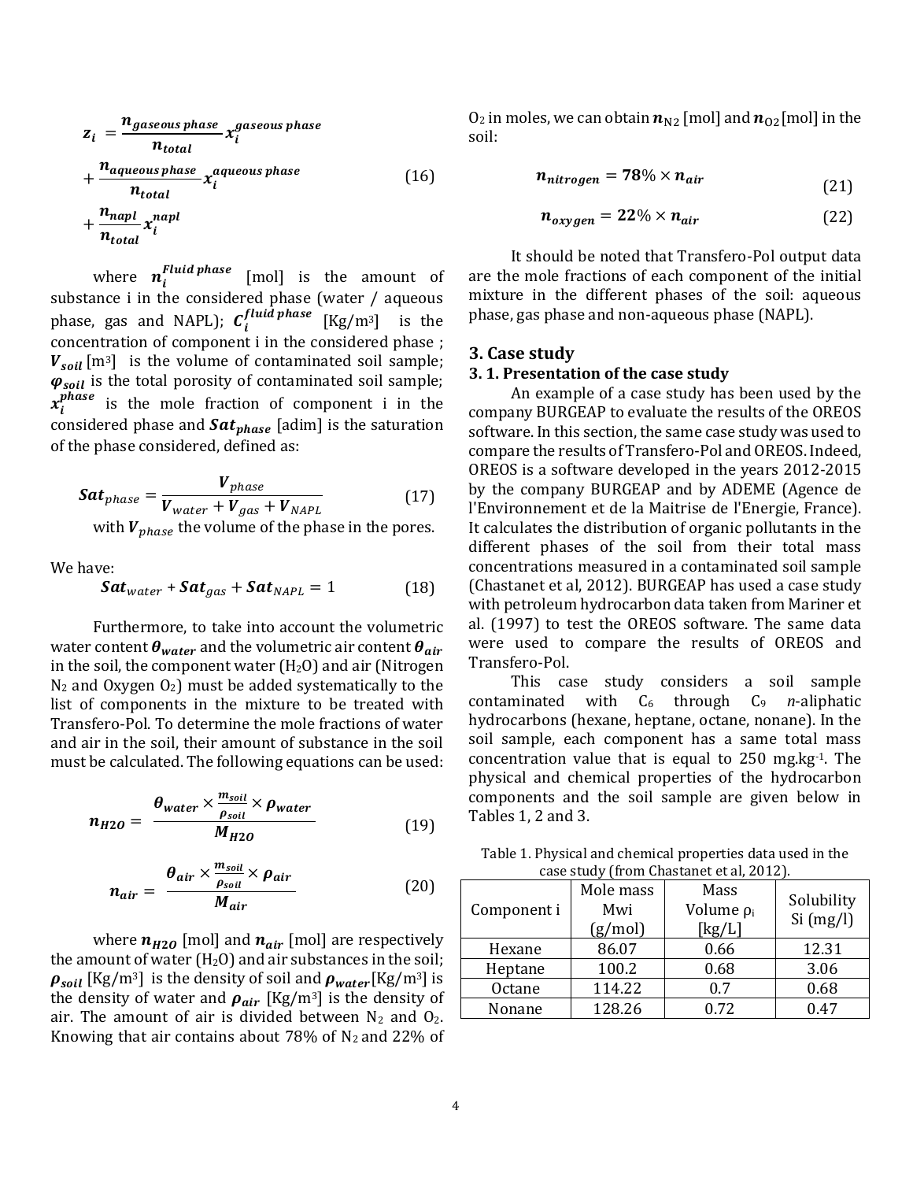$$z_i = \frac{\boldsymbol{n_{gaseous\ phase}}}{\boldsymbol{n_{total}}} x_i^{gaseous\ phase} + \frac{\boldsymbol{n_{aqueous\ phase}}}{\boldsymbol{n_{total}}} x_i^{aqueous\ phase} + \frac{\boldsymbol{n_{napl}}}{\boldsymbol{n_{total}}} x_i^{napl} \tag{16}$$

where $\boldsymbol{n_i^{Fluid\ phase}}$ [mol] is the amount of substance i in the considered phase (water / aqueous phase, gas and NAPL); $\boldsymbol{C_i^{fluid\ phase}}$ [Kg/m³] is the concentration of component i in the considered phase ; $\boldsymbol{V_{soil}}$ [m³] is the volume of contaminated soil sample; $\boldsymbol{\varphi_{soil}}$ is the total porosity of contaminated soil sample; $\boldsymbol{x_i^{phase}}$ is the mole fraction of component i in the considered phase and $\boldsymbol{Sat_{phase}}$ [adim] is the saturation of the phase considered, defined as:

$$\boldsymbol{Sat}_{phase} = \frac{\boldsymbol{V}_{phase}}{\boldsymbol{V}_{water} + \boldsymbol{V}_{gas} + \boldsymbol{V}_{NAPL}} \tag{17}$$

with $\boldsymbol{V}_{phase}$ the volume of the phase in the pores.

We have:

$$\boldsymbol{Sat}_{water} + \boldsymbol{Sat}_{gas} + \boldsymbol{Sat}_{NAPL} = 1 \tag{18}$$

Furthermore, to take into account the volumetric water content $\boldsymbol{\theta_{water}}$ and the volumetric air content $\boldsymbol{\theta_{air}}$ in the soil, the component water ($H_2O$) and air (Nitrogen $N_2$ and Oxygen $O_2$) must be added systematically to the list of components in the mixture to be treated with Transfero-Pol. To determine the mole fractions of water and air in the soil, their amount of substance in the soil must be calculated. The following equations can be used:

$$\boldsymbol{n_{H2O}} = \frac{\boldsymbol{\theta_{water}} \times \frac{\boldsymbol{m_{soil}}}{\boldsymbol{\rho_{soil}}} \times \boldsymbol{\rho_{water}}}{\boldsymbol{M_{H2O}}} \tag{19}$$

$$\boldsymbol{n_{air}} = \frac{\boldsymbol{\theta_{air}} \times \frac{\boldsymbol{m_{soil}}}{\boldsymbol{\rho_{soil}}} \times \boldsymbol{\rho_{air}}}{\boldsymbol{M_{air}}} \tag{20}$$

where $\boldsymbol{n_{H2O}}$ [mol] and $\boldsymbol{n_{air}}$ [mol] are respectively the amount of water ($H_2O$) and air substances in the soil; $\boldsymbol{\rho_{soil}}$ [Kg/m³] is the density of soil and $\boldsymbol{\rho_{water}}$ [Kg/m³] is the density of water and $\boldsymbol{\rho_{air}}$ [Kg/m³] is the density of air. The amount of air is divided between $N_2$ and $O_2$. Knowing that air contains about 78% of $N_2$ and 22% of $O_2$ in moles, we can obtain $\boldsymbol{n}_{N2}$ [mol] and $\boldsymbol{n}_{O2}$ [mol] in the soil:

$$\boldsymbol{n_{nitrogen}} = \boldsymbol{78}\% \times \boldsymbol{n_{air}} \tag{21}$$

$$\boldsymbol{n_{oxygen}} = \boldsymbol{22}\% \times \boldsymbol{n_{air}} \tag{22}$$

It should be noted that Transfero-Pol output data are the mole fractions of each component of the initial mixture in the different phases of the soil: aqueous phase, gas phase and non-aqueous phase (NAPL).

## 3. Case study

### 3. 1. Presentation of the case study

An example of a case study has been used by the company BURGEAP to evaluate the results of the OREOS software. In this section, the same case study was used to compare the results of Transfero-Pol and OREOS. Indeed, OREOS is a software developed in the years 2012-2015 by the company BURGEAP and by ADEME (Agence de l'Environnement et de la Maitrise de l'Energie, France). It calculates the distribution of organic pollutants in the different phases of the soil from their total mass concentrations measured in a contaminated soil sample (Chastanet et al, 2012). BURGEAP has used a case study with petroleum hydrocarbon data taken from Mariner et al. (1997) to test the OREOS software. The same data were used to compare the results of OREOS and Transfero-Pol.

This case study considers a soil sample contaminated with $C_6$ through $C_9$ *n*-aliphatic hydrocarbons (hexane, heptane, octane, nonane). In the soil sample, each component has a same total mass concentration value that is equal to 250 mg.kg⁻¹. The physical and chemical properties of the hydrocarbon components and the soil sample are given below in Tables 1, 2 and 3.

Table 1. Physical and chemical properties data used in the case study (from Chastanet et al, 2012).

| Component i | Mole mass Mwi (g/mol) | Mass Volume $\rho_i$ [kg/L] | Solubility Si (mg/l) |
|---|---|---|---|
| Hexane | 86.07 | 0.66 | 12.31 |
| Heptane | 100.2 | 0.68 | 3.06 |
| Octane | 114.22 | 0.7 | 0.68 |
| Nonane | 128.26 | 0.72 | 0.47 |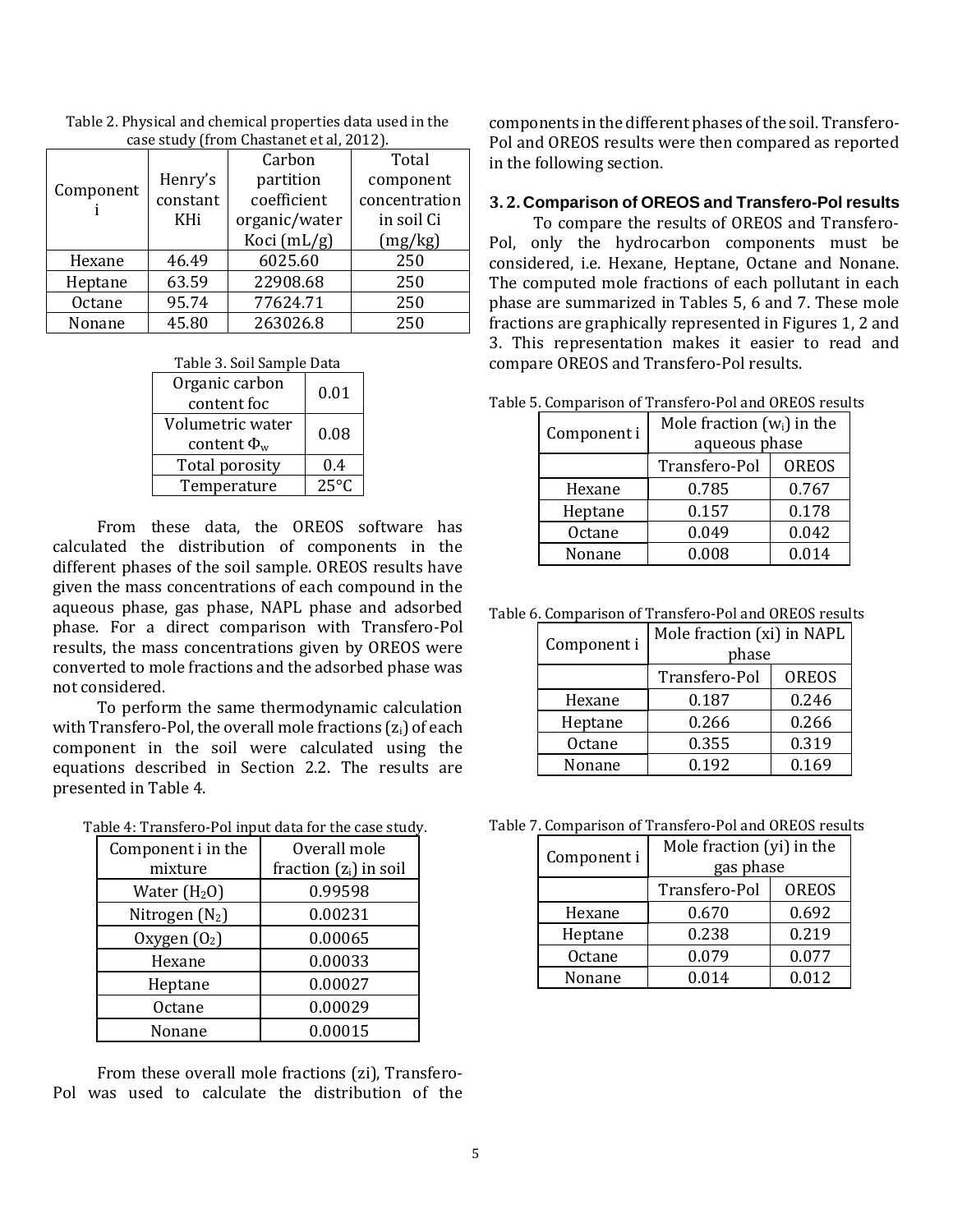Table 2. Physical and chemical properties data used in the case study (from Chastanet et al, 2012).

| Component i | Henry's constant KHi | Carbon partition coefficient organic/water Koci (mL/g) | Total component concentration in soil Ci (mg/kg) |
|---|---|---|---|
| Hexane | 46.49 | 6025.60 | 250 |
| Heptane | 63.59 | 22908.68 | 250 |
| Octane | 95.74 | 77624.71 | 250 |
| Nonane | 45.80 | 263026.8 | 250 |

Table 3. Soil Sample Data

| | |
|---|---|
| Organic carbon content foc | 0.01 |
| Volumetric water content $\Phi_w$ | 0.08 |
| Total porosity | 0.4 |
| Temperature | 25°C |

From these data, the OREOS software has calculated the distribution of components in the different phases of the soil sample. OREOS results have given the mass concentrations of each compound in the aqueous phase, gas phase, NAPL phase and adsorbed phase. For a direct comparison with Transfero-Pol results, the mass concentrations given by OREOS were converted to mole fractions and the adsorbed phase was not considered.

To perform the same thermodynamic calculation with Transfero-Pol, the overall mole fractions ($z_i$) of each component in the soil were calculated using the equations described in Section 2.2. The results are presented in Table 4.

Table 4: Transfero-Pol input data for the case study.

| Component i in the mixture | Overall mole fraction ($z_i$) in soil |
|---|---|
| Water ($H_2O$) | 0.99598 |
| Nitrogen ($N_2$) | 0.00231 |
| Oxygen ($O_2$) | 0.00065 |
| Hexane | 0.00033 |
| Heptane | 0.00027 |
| Octane | 0.00029 |
| Nonane | 0.00015 |

From these overall mole fractions (zi), Transfero-Pol was used to calculate the distribution of the components in the different phases of the soil. Transfero-Pol and OREOS results were then compared as reported in the following section.

### 3. 2. Comparison of OREOS and Transfero-Pol results

To compare the results of OREOS and Transfero-Pol, only the hydrocarbon components must be considered, i.e. Hexane, Heptane, Octane and Nonane. The computed mole fractions of each pollutant in each phase are summarized in Tables 5, 6 and 7. These mole fractions are graphically represented in Figures 1, 2 and 3. This representation makes it easier to read and compare OREOS and Transfero-Pol results.

Table 5. Comparison of Transfero-Pol and OREOS results

| Component i | Mole fraction ($w_i$) in the aqueous phase | |
|---|---|---|
| | Transfero-Pol | OREOS |
| Hexane | 0.785 | 0.767 |
| Heptane | 0.157 | 0.178 |
| Octane | 0.049 | 0.042 |
| Nonane | 0.008 | 0.014 |

Table 6. Comparison of Transfero-Pol and OREOS results

| Component i | Mole fraction (xi) in NAPL phase | |
|---|---|---|
| | Transfero-Pol | OREOS |
| Hexane | 0.187 | 0.246 |
| Heptane | 0.266 | 0.266 |
| Octane | 0.355 | 0.319 |
| Nonane | 0.192 | 0.169 |

Table 7. Comparison of Transfero-Pol and OREOS results

| Component i | Mole fraction (yi) in the gas phase | |
|---|---|---|
| | Transfero-Pol | OREOS |
| Hexane | 0.670 | 0.692 |
| Heptane | 0.238 | 0.219 |
| Octane | 0.079 | 0.077 |
| Nonane | 0.014 | 0.012 |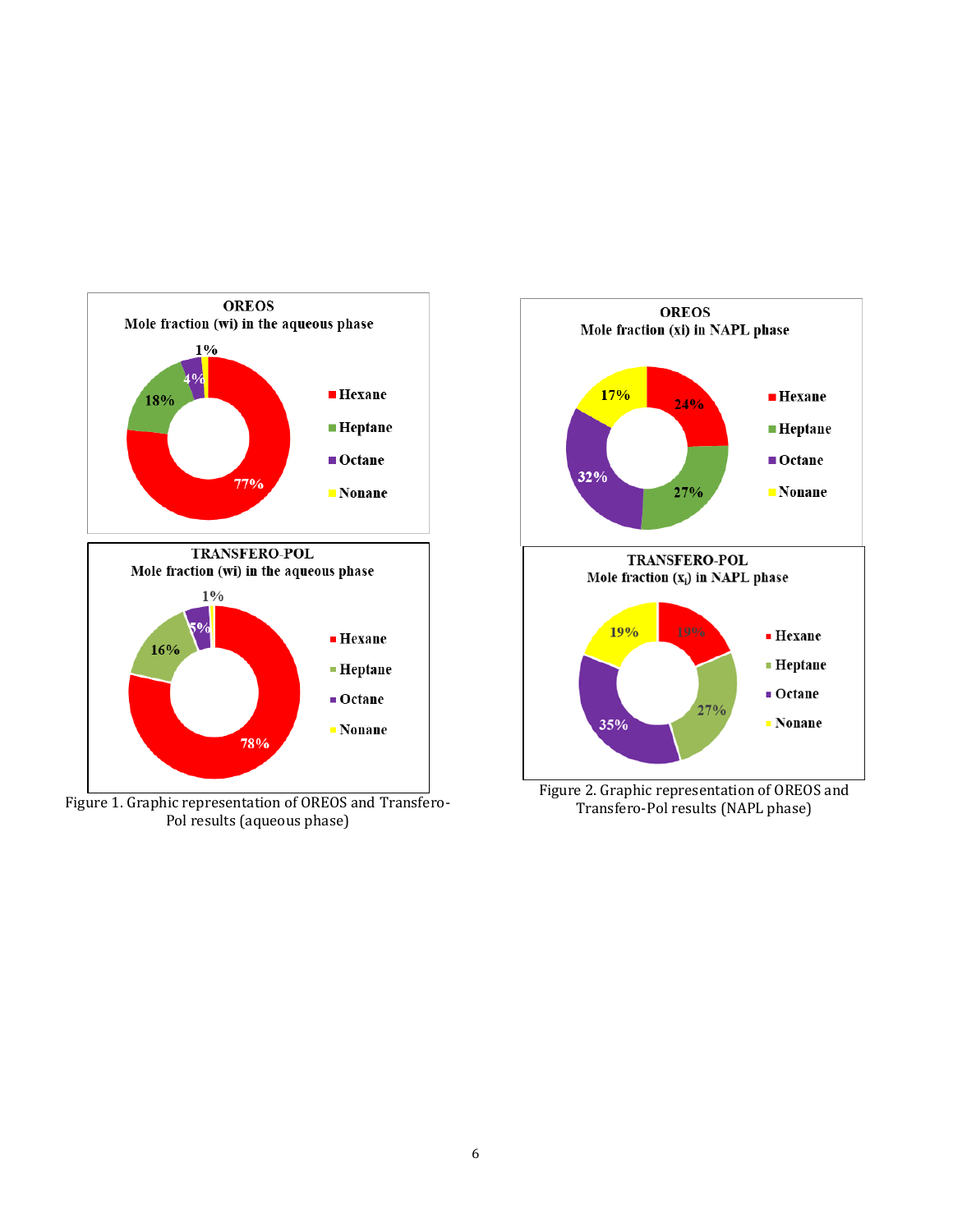Figure 1. Graphic representation of OREOS and Transfero-Pol results (aqueous phase)

Figure 2. Graphic representation of OREOS and Transfero-Pol results (NAPL phase)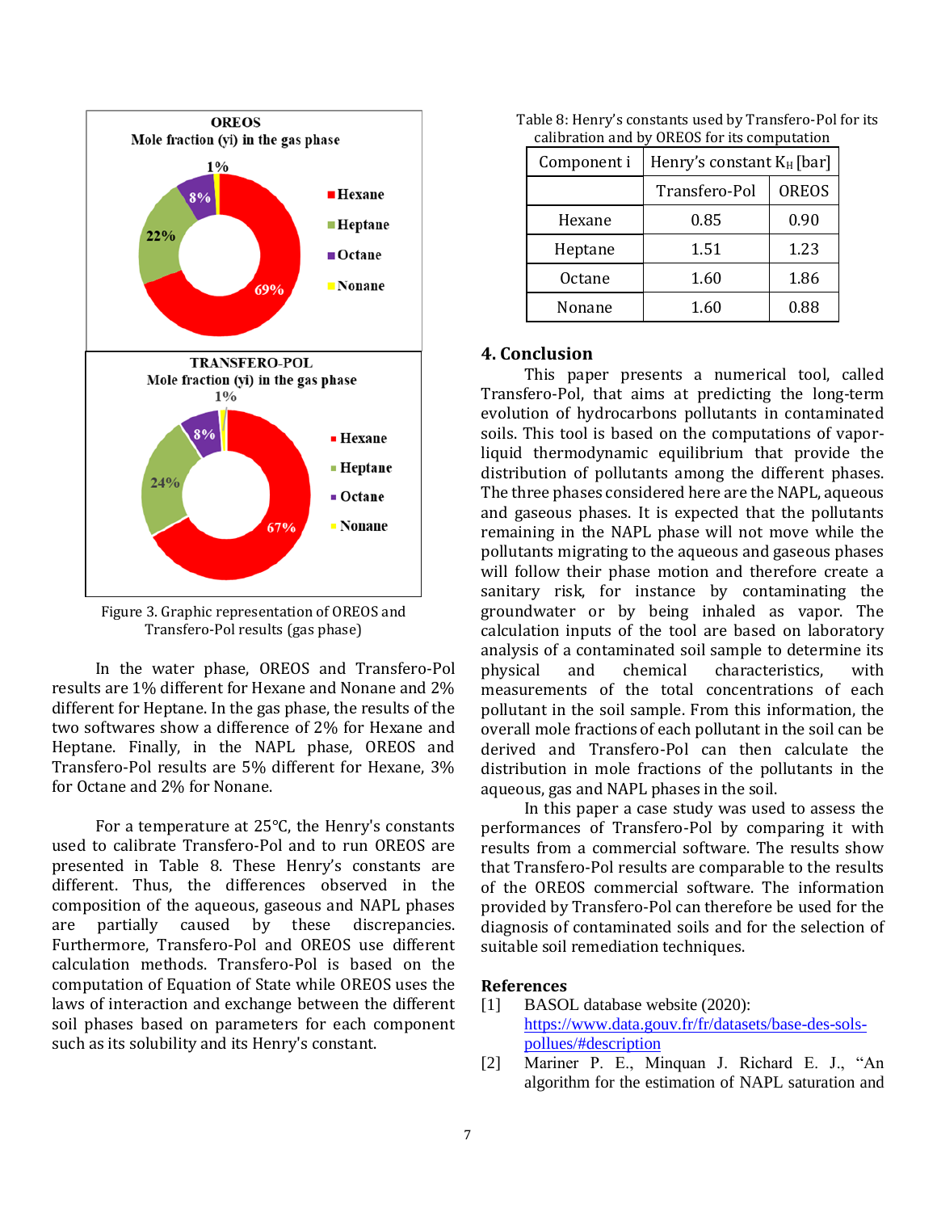OREOS
Mole fraction (yi) in the gas phase

- Hexane: 69%
- Heptane: 22%
- Octane: 8%
- Nonane: 1%

TRANSFERO-POL
Mole fraction (yi) in the gas phase

- Hexane: 67%
- Heptane: 24%
- Octane: 8%
- Nonane: 1%

Figure 3. Graphic representation of OREOS and Transfero-Pol results (gas phase)

In the water phase, OREOS and Transfero-Pol results are 1% different for Hexane and Nonane and 2% different for Heptane. In the gas phase, the results of the two softwares show a difference of 2% for Hexane and Heptane. Finally, in the NAPL phase, OREOS and Transfero-Pol results are 5% different for Hexane, 3% for Octane and 2% for Nonane.

For a temperature at 25°C, the Henry's constants used to calibrate Transfero-Pol and to run OREOS are presented in Table 8. These Henry's constants are different. Thus, the differences observed in the composition of the aqueous, gaseous and NAPL phases are partially caused by these discrepancies. Furthermore, Transfero-Pol and OREOS use different calculation methods. Transfero-Pol is based on the computation of Equation of State while OREOS uses the laws of interaction and exchange between the different soil phases based on parameters for each component such as its solubility and its Henry's constant.

Table 8: Henry's constants used by Transfero-Pol for its calibration and by OREOS for its computation

| Component i | Henry's constant $K_H$ [bar] | |
|---|---|---|
| | Transfero-Pol | OREOS |
| Hexane | 0.85 | 0.90 |
| Heptane | 1.51 | 1.23 |
| Octane | 1.60 | 1.86 |
| Nonane | 1.60 | 0.88 |

## 4. Conclusion

This paper presents a numerical tool, called Transfero-Pol, that aims at predicting the long-term evolution of hydrocarbons pollutants in contaminated soils. This tool is based on the computations of vapor-liquid thermodynamic equilibrium that provide the distribution of pollutants among the different phases. The three phases considered here are the NAPL, aqueous and gaseous phases. It is expected that the pollutants remaining in the NAPL phase will not move while the pollutants migrating to the aqueous and gaseous phases will follow their phase motion and therefore create a sanitary risk, for instance by contaminating the groundwater or by being inhaled as vapor. The calculation inputs of the tool are based on laboratory analysis of a contaminated soil sample to determine its physical and chemical characteristics, with measurements of the total concentrations of each pollutant in the soil sample. From this information, the overall mole fractions of each pollutant in the soil can be derived and Transfero-Pol can then calculate the distribution in mole fractions of the pollutants in the aqueous, gas and NAPL phases in the soil.

In this paper a case study was used to assess the performances of Transfero-Pol by comparing it with results from a commercial software. The results show that Transfero-Pol results are comparable to the results of the OREOS commercial software. The information provided by Transfero-Pol can therefore be used for the diagnosis of contaminated soils and for the selection of suitable soil remediation techniques.

## References

[1] BASOL database website (2020): https://www.data.gouv.fr/fr/datasets/base-des-sols-pollues/#description

[2] Mariner P. E., Minquan J. Richard E. J., "An algorithm for the estimation of NAPL saturation and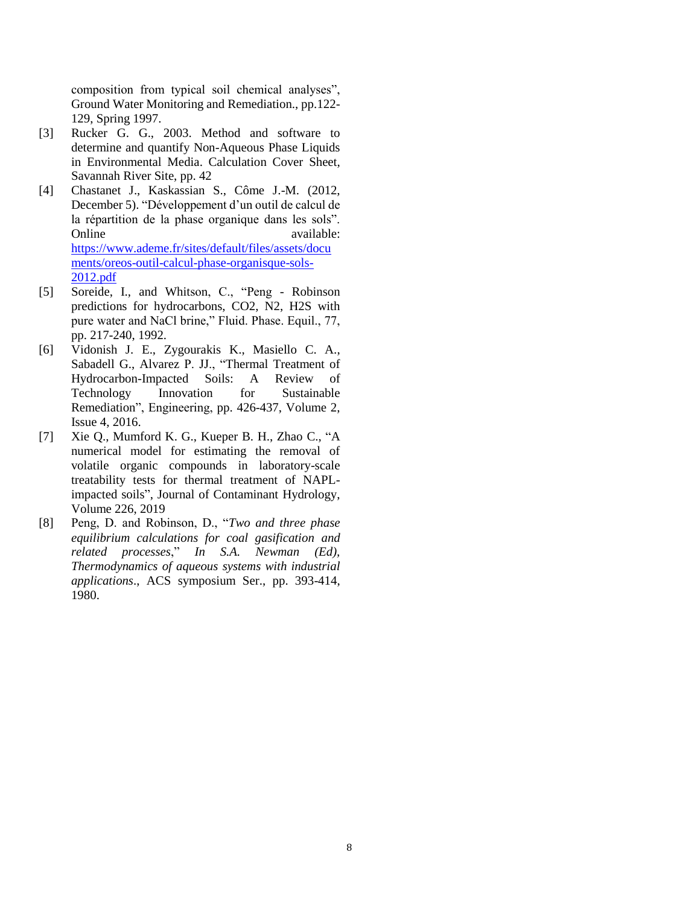composition from typical soil chemical analyses", Ground Water Monitoring and Remediation., pp.122-129, Spring 1997.

[3] Rucker G. G., 2003. Method and software to determine and quantify Non-Aqueous Phase Liquids in Environmental Media. Calculation Cover Sheet, Savannah River Site, pp. 42

[4] Chastanet J., Kaskassian S., Côme J.-M. (2012, December 5). "Développement d'un outil de calcul de la répartition de la phase organique dans les sols". Online available: https://www.ademe.fr/sites/default/files/assets/documents/oreos-outil-calcul-phase-organisque-sols-2012.pdf

[5] Soreide, I., and Whitson, C., "Peng - Robinson predictions for hydrocarbons, CO2, N2, H2S with pure water and NaCl brine," Fluid. Phase. Equil., 77, pp. 217-240, 1992.

[6] Vidonish J. E., Zygourakis K., Masiello C. A., Sabadell G., Alvarez P. JJ., "Thermal Treatment of Hydrocarbon-Impacted Soils: A Review of Technology Innovation for Sustainable Remediation", Engineering, pp. 426-437, Volume 2, Issue 4, 2016.

[7] Xie Q., Mumford K. G., Kueper B. H., Zhao C., "A numerical model for estimating the removal of volatile organic compounds in laboratory-scale treatability tests for thermal treatment of NAPL-impacted soils", Journal of Contaminant Hydrology, Volume 226, 2019

[8] Peng, D. and Robinson, D., "*Two and three phase equilibrium calculations for coal gasification and related processes*," *In S.A. Newman (Ed), Thermodynamics of aqueous systems with industrial applications*., ACS symposium Ser., pp. 393-414, 1980.